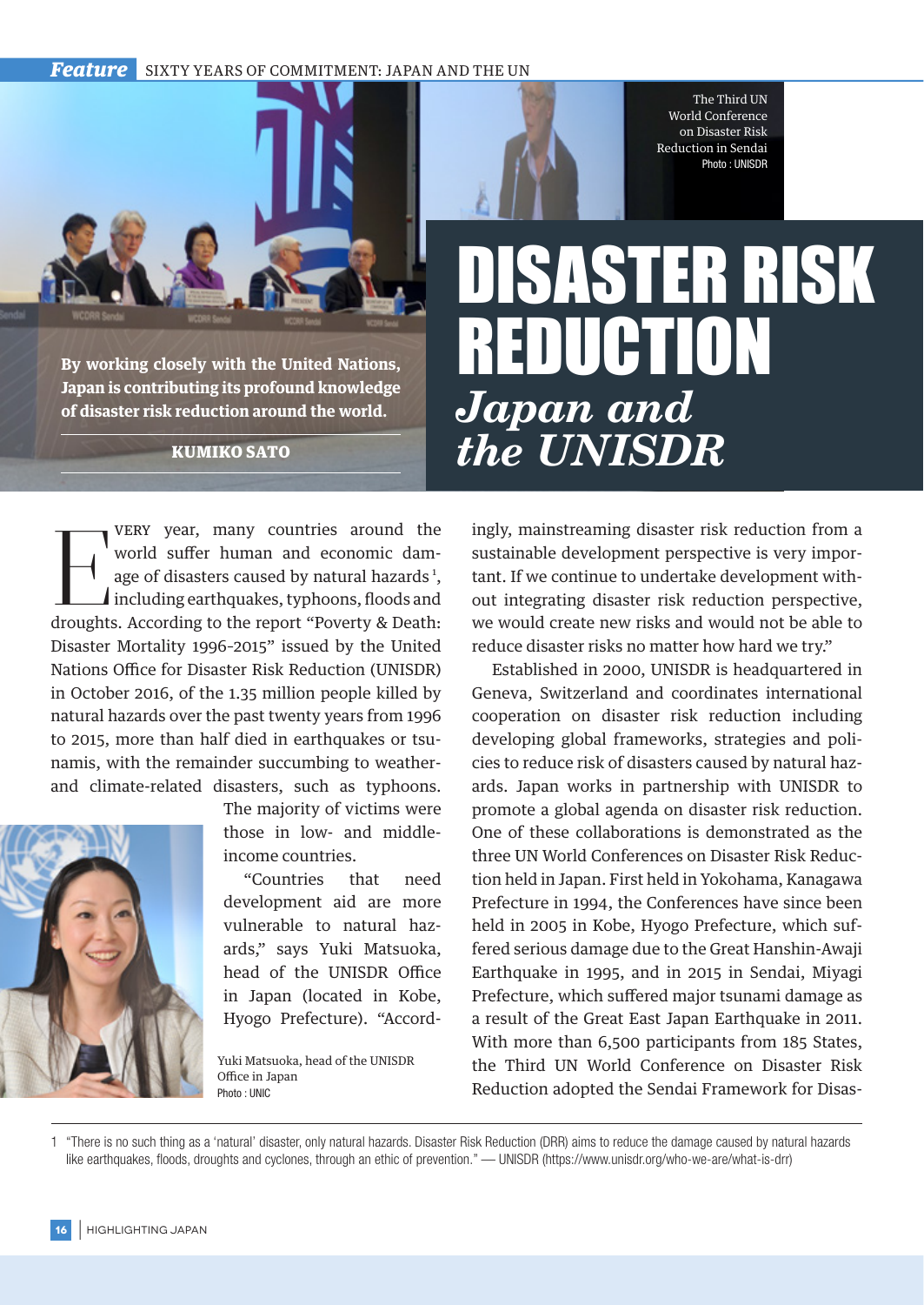# DISASTER RISK REDUCTION

## *Japan and the UNISDR*

**By working closely with the United Nations, Japan is contributing its profound knowledge of disaster risk reduction around the world.**

**KUMIKO SATO**

The Third UN World Conference on Disaster Risk Reduction in Sendai
Photo : UNISDR

Every year, many countries around the world suffer human and economic damage of disasters caused by natural hazards[1], including earthquakes, typhoons, floods and droughts. According to the report "Poverty & Death: Disaster Mortality 1996-2015" issued by the United Nations Office for Disaster Risk Reduction (UNISDR) in October 2016, of the 1.35 million people killed by natural hazards over the past twenty years from 1996 to 2015, more than half died in earthquakes or tsunamis, with the remainder succumbing to weather- and climate-related disasters, such as typhoons. The majority of victims were those in low- and middle-income countries.

"Countries that need development aid are more vulnerable to natural hazards," says Yuki Matsuoka, head of the UNISDR Office in Japan (located in Kobe, Hyogo Prefecture). "Accordingly, mainstreaming disaster risk reduction from a sustainable development perspective is very important. If we continue to undertake development without integrating disaster risk reduction perspective, we would create new risks and would not be able to reduce disaster risks no matter how hard we try."

Yuki Matsuoka, head of the UNISDR Office in Japan
Photo : UNIC

Established in 2000, UNISDR is headquartered in Geneva, Switzerland and coordinates international cooperation on disaster risk reduction including developing global frameworks, strategies and policies to reduce risk of disasters caused by natural hazards. Japan works in partnership with UNISDR to promote a global agenda on disaster risk reduction. One of these collaborations is demonstrated as the three UN World Conferences on Disaster Risk Reduction held in Japan. First held in Yokohama, Kanagawa Prefecture in 1994, the Conferences have since been held in 2005 in Kobe, Hyogo Prefecture, which suffered serious damage due to the Great Hanshin-Awaji Earthquake in 1995, and in 2015 in Sendai, Miyagi Prefecture, which suffered major tsunami damage as a result of the Great East Japan Earthquake in 2011. With more than 6,500 participants from 185 States, the Third UN World Conference on Disaster Risk Reduction adopted the Sendai Framework for Disas-

---

1 "There is no such thing as a 'natural' disaster, only natural hazards. Disaster Risk Reduction (DRR) aims to reduce the damage caused by natural hazards like earthquakes, floods, droughts and cyclones, through an ethic of prevention." — UNISDR (https://www.unisdr.org/who-we-are/what-is-drr)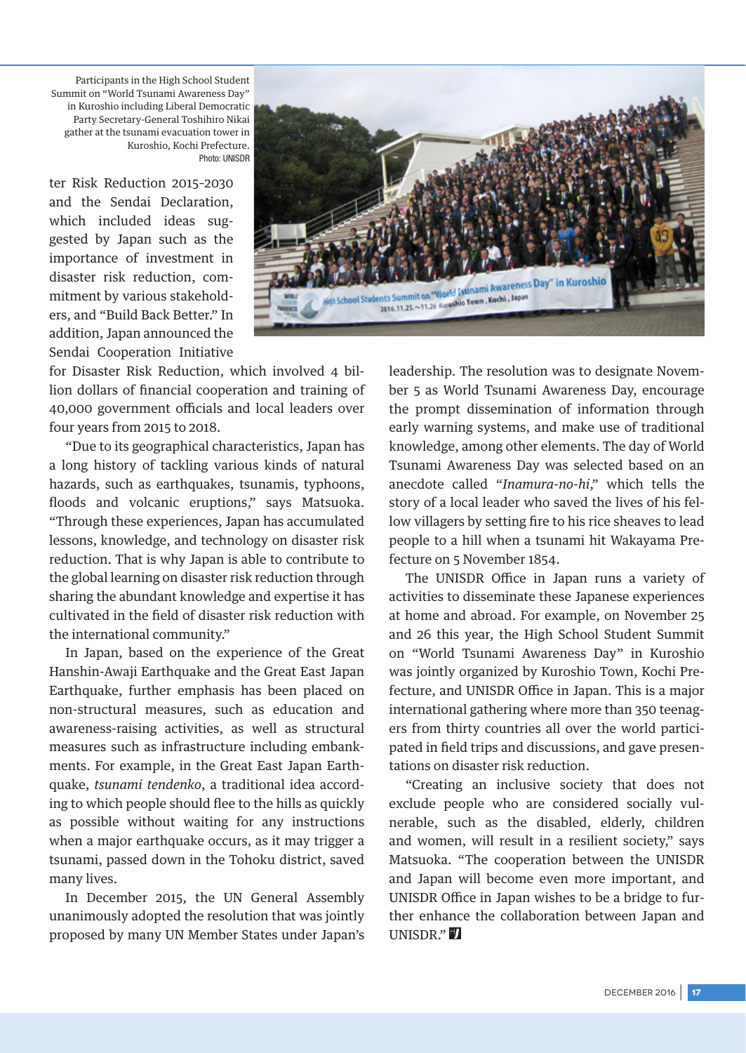Participants in the High School Student Summit on "World Tsunami Awareness Day" in Kuroshio including Liberal Democratic Party Secretary-General Toshihiro Nikai gather at the tsunami evacuation tower in Kuroshio, Kochi Prefecture.
Photo: UNISDR

ter Risk Reduction 2015-2030 and the Sendai Declaration, which included ideas suggested by Japan such as the importance of investment in disaster risk reduction, commitment by various stakeholders, and "Build Back Better." In addition, Japan announced the Sendai Cooperation Initiative for Disaster Risk Reduction, which involved 4 billion dollars of financial cooperation and training of 40,000 government officials and local leaders over four years from 2015 to 2018.

"Due to its geographical characteristics, Japan has a long history of tackling various kinds of natural hazards, such as earthquakes, tsunamis, typhoons, floods and volcanic eruptions," says Matsuoka. "Through these experiences, Japan has accumulated lessons, knowledge, and technology on disaster risk reduction. That is why Japan is able to contribute to the global learning on disaster risk reduction through sharing the abundant knowledge and expertise it has cultivated in the field of disaster risk reduction with the international community."

In Japan, based on the experience of the Great Hanshin-Awaji Earthquake and the Great East Japan Earthquake, further emphasis has been placed on non-structural measures, such as education and awareness-raising activities, as well as structural measures such as infrastructure including embankments. For example, in the Great East Japan Earthquake, *tsunami tendenko*, a traditional idea according to which people should flee to the hills as quickly as possible without waiting for any instructions when a major earthquake occurs, as it may trigger a tsunami, passed down in the Tohoku district, saved many lives.

In December 2015, the UN General Assembly unanimously adopted the resolution that was jointly proposed by many UN Member States under Japan's leadership. The resolution was to designate November 5 as World Tsunami Awareness Day, encourage the prompt dissemination of information through early warning systems, and make use of traditional knowledge, among other elements. The day of World Tsunami Awareness Day was selected based on an anecdote called "*Inamura-no-hi*," which tells the story of a local leader who saved the lives of his fellow villagers by setting fire to his rice sheaves to lead people to a hill when a tsunami hit Wakayama Prefecture on 5 November 1854.

The UNISDR Office in Japan runs a variety of activities to disseminate these Japanese experiences at home and abroad. For example, on November 25 and 26 this year, the High School Summit on "World Tsunami Awareness Day" in Kuroshio was jointly organized by Kuroshio Town, Kochi Prefecture, and UNISDR Office in Japan. This is a major international gathering where more than 350 teenagers from thirty countries all over the world participated in field trips and discussions, and gave presentations on disaster risk reduction.

"Creating an inclusive society that does not exclude people who are considered socially vulnerable, such as the disabled, elderly, children and women, will result in a resilient society," says Matsuoka. "The cooperation between the UNISDR and Japan will become even more important, and UNISDR Office in Japan wishes to be a bridge to further enhance the collaboration between Japan and UNISDR."